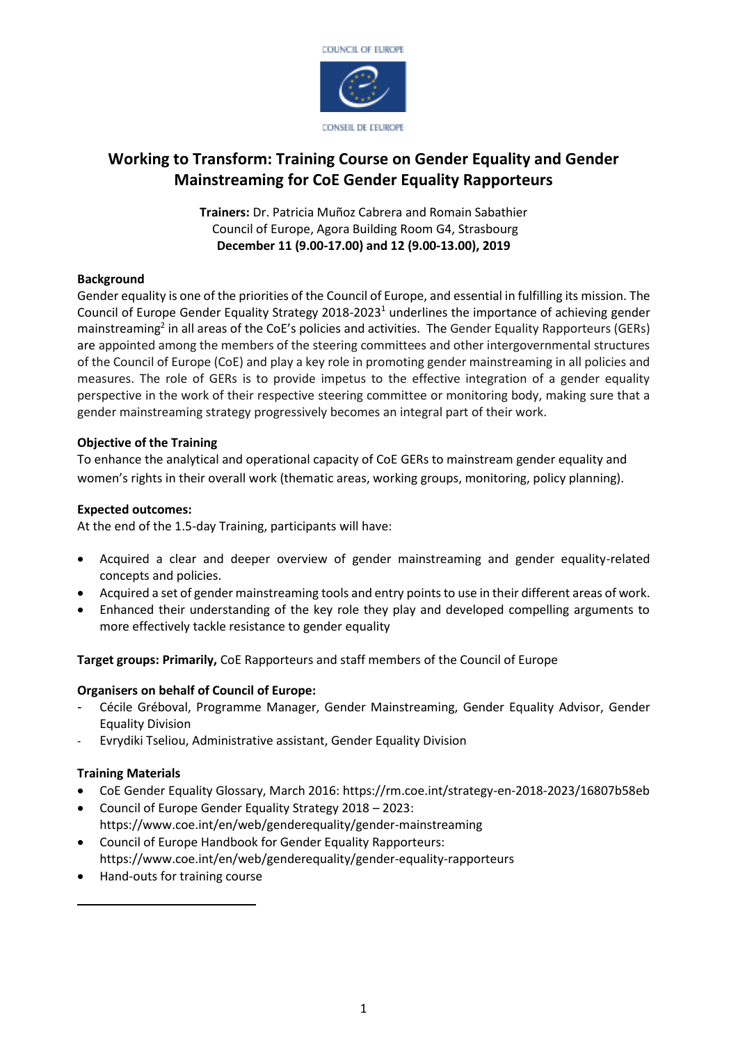COUNCIL OF EUROPE

CONSEIL DE L'EUROPE

# Working to Transform: Training Course on Gender Equality and Gender Mainstreaming for CoE Gender Equality Rapporteurs

**Trainers:** Dr. Patricia Muñoz Cabrera and Romain Sabathier
Council of Europe, Agora Building Room G4, Strasbourg
**December 11 (9.00-17.00) and 12 (9.00-13.00), 2019**

**Background**

Gender equality is one of the priorities of the Council of Europe, and essential in fulfilling its mission. The Council of Europe Gender Equality Strategy 2018-2023[1] underlines the importance of achieving gender mainstreaming[2] in all areas of the CoE's policies and activities. The Gender Equality Rapporteurs (GERs) are appointed among the members of the steering committees and other intergovernmental structures of the Council of Europe (CoE) and play a key role in promoting gender mainstreaming in all policies and measures. The role of GERs is to provide impetus to the effective integration of a gender equality perspective in the work of their respective steering committee or monitoring body, making sure that a gender mainstreaming strategy progressively becomes an integral part of their work.

**Objective of the Training**

To enhance the analytical and operational capacity of CoE GERs to mainstream gender equality and women's rights in their overall work (thematic areas, working groups, monitoring, policy planning).

**Expected outcomes:**

At the end of the 1.5-day Training, participants will have:

- Acquired a clear and deeper overview of gender mainstreaming and gender equality-related concepts and policies.
- Acquired a set of gender mainstreaming tools and entry points to use in their different areas of work.
- Enhanced their understanding of the key role they play and developed compelling arguments to more effectively tackle resistance to gender equality

**Target groups: Primarily,** CoE Rapporteurs and staff members of the Council of Europe

**Organisers on behalf of Council of Europe:**

- Cécile Gréboval, Programme Manager, Gender Mainstreaming, Gender Equality Advisor, Gender Equality Division
- Evrydiki Tseliou, Administrative assistant, Gender Equality Division

**Training Materials**

- CoE Gender Equality Glossary, March 2016: https://rm.coe.int/strategy-en-2018-2023/16807b58eb
- Council of Europe Gender Equality Strategy 2018 – 2023: https://www.coe.int/en/web/genderequality/gender-mainstreaming
- Council of Europe Handbook for Gender Equality Rapporteurs: https://www.coe.int/en/web/genderequality/gender-equality-rapporteurs
- Hand-outs for training course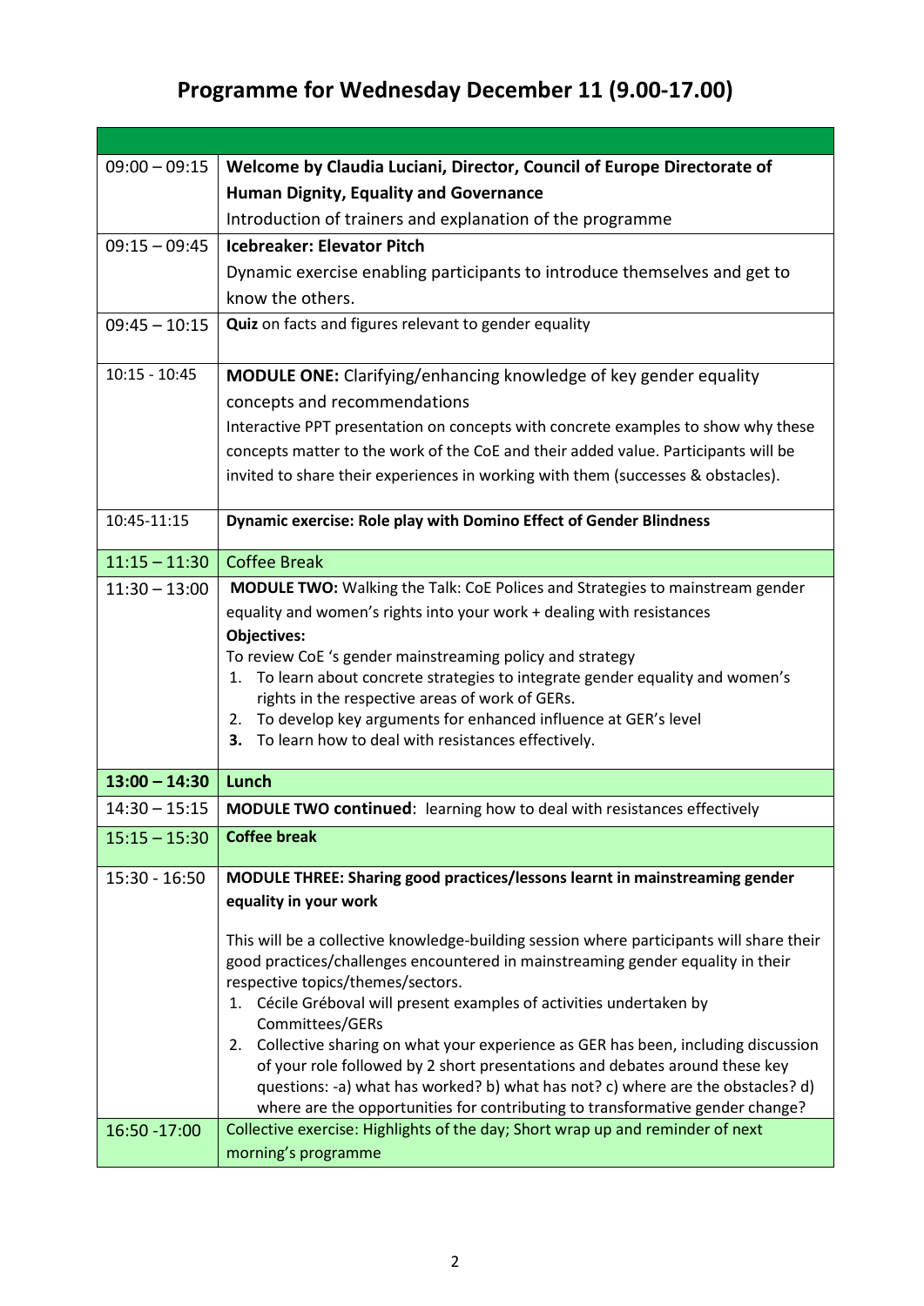# Programme for Wednesday December 11 (9.00-17.00)

| | |
|---|---|
| 09:00 – 09:15 | **Welcome by Claudia Luciani, Director, Council of Europe Directorate of Human Dignity, Equality and Governance**<br>Introduction of trainers and explanation of the programme |
| 09:15 – 09:45 | **Icebreaker: Elevator Pitch**<br>Dynamic exercise enabling participants to introduce themselves and get to know the others. |
| 09:45 – 10:15 | **Quiz** on facts and figures relevant to gender equality |
| 10:15 - 10:45 | **MODULE ONE:** Clarifying/enhancing knowledge of key gender equality concepts and recommendations<br>Interactive PPT presentation on concepts with concrete examples to show why these concepts matter to the work of the CoE and their added value. Participants will be invited to share their experiences in working with them (successes & obstacles). |
| 10:45-11:15 | **Dynamic exercise: Role play with Domino Effect of Gender Blindness** |
| 11:15 – 11:30 | Coffee Break |
| 11:30 – 13:00 | **MODULE TWO:** Walking the Talk: CoE Polices and Strategies to mainstream gender equality and women's rights into your work + dealing with resistances<br>**Objectives:**<br>To review CoE 's gender mainstreaming policy and strategy<br>1. To learn about concrete strategies to integrate gender equality and women's rights in the respective areas of work of GERs.<br>2. To develop key arguments for enhanced influence at GER's level<br>**3.** To learn how to deal with resistances effectively. |
| **13:00 – 14:30** | **Lunch** |
| 14:30 – 15:15 | **MODULE TWO continued**: learning how to deal with resistances effectively |
| 15:15 – 15:30 | **Coffee break** |
| 15:30 - 16:50 | **MODULE THREE: Sharing good practices/lessons learnt in mainstreaming gender equality in your work**<br><br>This will be a collective knowledge-building session where participants will share their good practices/challenges encountered in mainstreaming gender equality in their respective topics/themes/sectors.<br>1. Cécile Gréboval will present examples of activities undertaken by Committees/GERs<br>2. Collective sharing on what your experience as GER has been, including discussion of your role followed by 2 short presentations and debates around these key questions: -a) what has worked? b) what has not? c) where are the obstacles? d) where are the opportunities for contributing to transformative gender change? |
| 16:50 -17:00 | Collective exercise: Highlights of the day; Short wrap up and reminder of next morning's programme |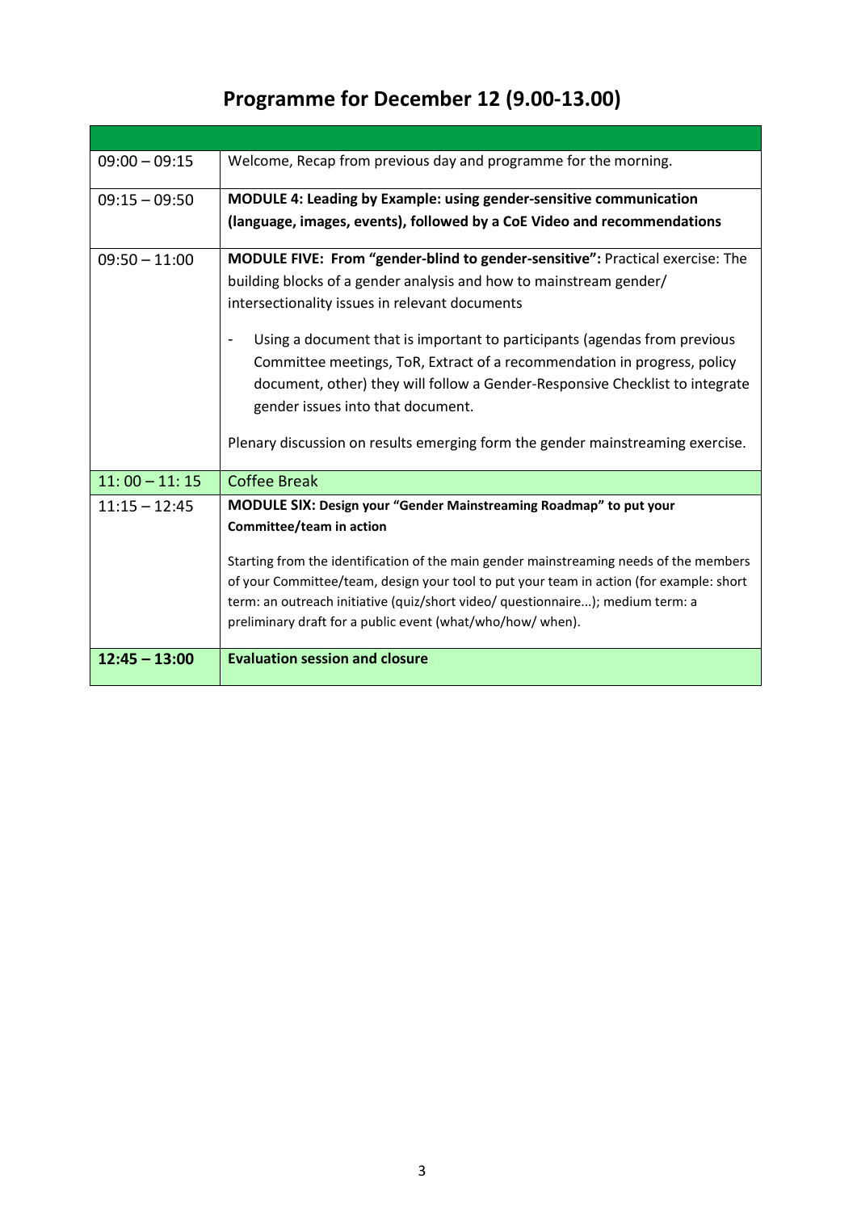# Programme for December 12 (9.00-13.00)

| | |
|---|---|
| 09:00 – 09:15 | Welcome, Recap from previous day and programme for the morning. |
| 09:15 – 09:50 | **MODULE 4: Leading by Example: using gender-sensitive communication (language, images, events), followed by a CoE Video and recommendations** |
| 09:50 – 11:00 | **MODULE FIVE: From "gender-blind to gender-sensitive":** Practical exercise: The building blocks of a gender analysis and how to mainstream gender/ intersectionality issues in relevant documents<br><br>- Using a document that is important to participants (agendas from previous Committee meetings, ToR, Extract of a recommendation in progress, policy document, other) they will follow a Gender-Responsive Checklist to integrate gender issues into that document.<br><br>Plenary discussion on results emerging form the gender mainstreaming exercise. |
| 11: 00 – 11: 15 | Coffee Break |
| 11:15 – 12:45 | **MODULE SIX: Design your "Gender Mainstreaming Roadmap" to put your Committee/team in action**<br><br>Starting from the identification of the main gender mainstreaming needs of the members of your Committee/team, design your tool to put your team in action (for example: short term: an outreach initiative (quiz/short video/ questionnaire...); medium term: a preliminary draft for a public event (what/who/how/ when). |
| **12:45 – 13:00** | **Evaluation session and closure** |